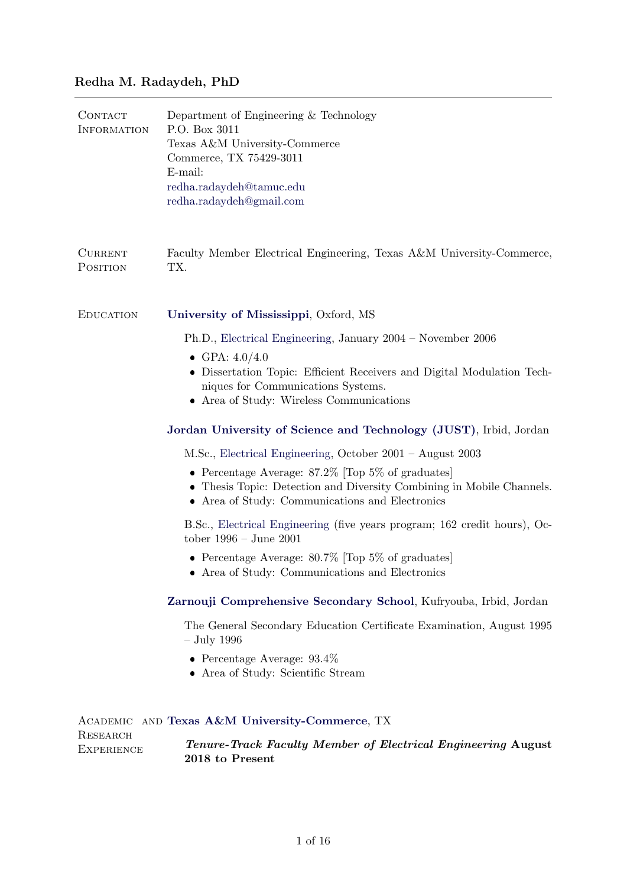# Redha M. Radaydeh, PhD

## Contact Information

Department of Engineering & Technology
P.O. Box 3011
Texas A&M University-Commerce
Commerce, TX 75429-3011
E-mail:
redha.radaydeh@tamuc.edu
redha.radaydeh@gmail.com

## Current Position

Faculty Member Electrical Engineering, Texas A&M University-Commerce, TX.

## Education

**University of Mississippi**, Oxford, MS

Ph.D., Electrical Engineering, January 2004 – November 2006

- GPA: 4.0/4.0
- Dissertation Topic: Efficient Receivers and Digital Modulation Techniques for Communications Systems.
- Area of Study: Wireless Communications

**Jordan University of Science and Technology (JUST)**, Irbid, Jordan

M.Sc., Electrical Engineering, October 2001 – August 2003

- Percentage Average: 87.2% [Top 5% of graduates]
- Thesis Topic: Detection and Diversity Combining in Mobile Channels.
- Area of Study: Communications and Electronics

B.Sc., Electrical Engineering (five years program; 162 credit hours), October 1996 – June 2001

- Percentage Average: 80.7% [Top 5% of graduates]
- Area of Study: Communications and Electronics

**Zarnouji Comprehensive Secondary School**, Kufryouba, Irbid, Jordan

The General Secondary Education Certificate Examination, August 1995 – July 1996

- Percentage Average: 93.4%
- Area of Study: Scientific Stream

## Academic and Research Experience

**Texas A&M University-Commerce**, TX

***Tenure-Track Faculty Member of Electrical Engineering*** **August 2018 to Present**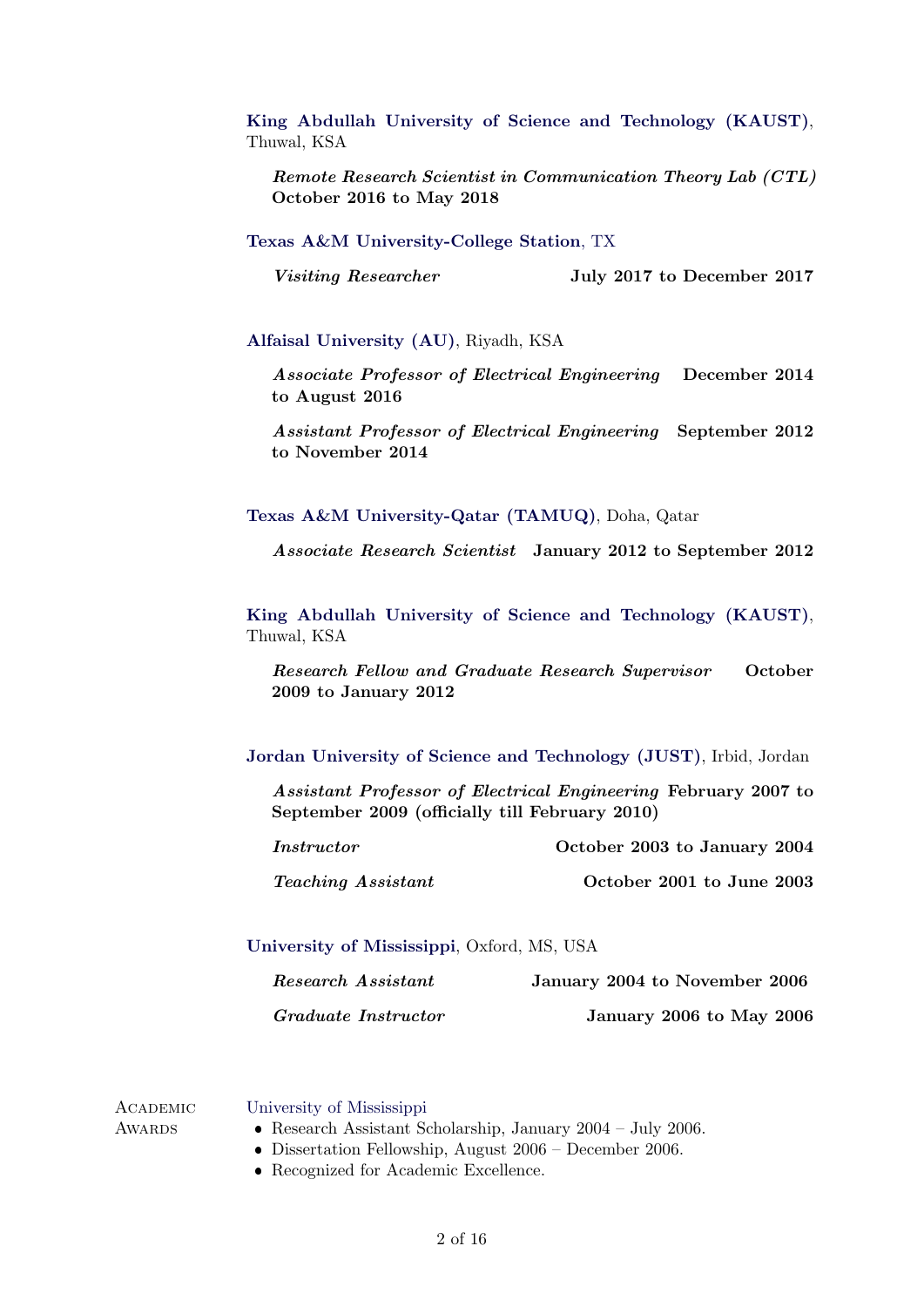**King Abdullah University of Science and Technology (KAUST)**, Thuwal, KSA

*Remote Research Scientist in Communication Theory Lab (CTL)* **October 2016 to May 2018**

**Texas A&M University-College Station**, TX

*Visiting Researcher* **July 2017 to December 2017**

**Alfaisal University (AU)**, Riyadh, KSA

*Associate Professor of Electrical Engineering* **December 2014 to August 2016**

*Assistant Professor of Electrical Engineering* **September 2012 to November 2014**

**Texas A&M University-Qatar (TAMUQ)**, Doha, Qatar

*Associate Research Scientist* **January 2012 to September 2012**

**King Abdullah University of Science and Technology (KAUST)**, Thuwal, KSA

*Research Fellow and Graduate Research Supervisor* **October 2009 to January 2012**

**Jordan University of Science and Technology (JUST)**, Irbid, Jordan

*Assistant Professor of Electrical Engineering* **February 2007 to September 2009 (officially till February 2010)**

*Instructor* **October 2003 to January 2004**

*Teaching Assistant* **October 2001 to June 2003**

**University of Mississippi**, Oxford, MS, USA

*Research Assistant* **January 2004 to November 2006**

*Graduate Instructor* **January 2006 to May 2006**

## Academic Awards

University of Mississippi

- Research Assistant Scholarship, January 2004 – July 2006.
- Dissertation Fellowship, August 2006 – December 2006.
- Recognized for Academic Excellence.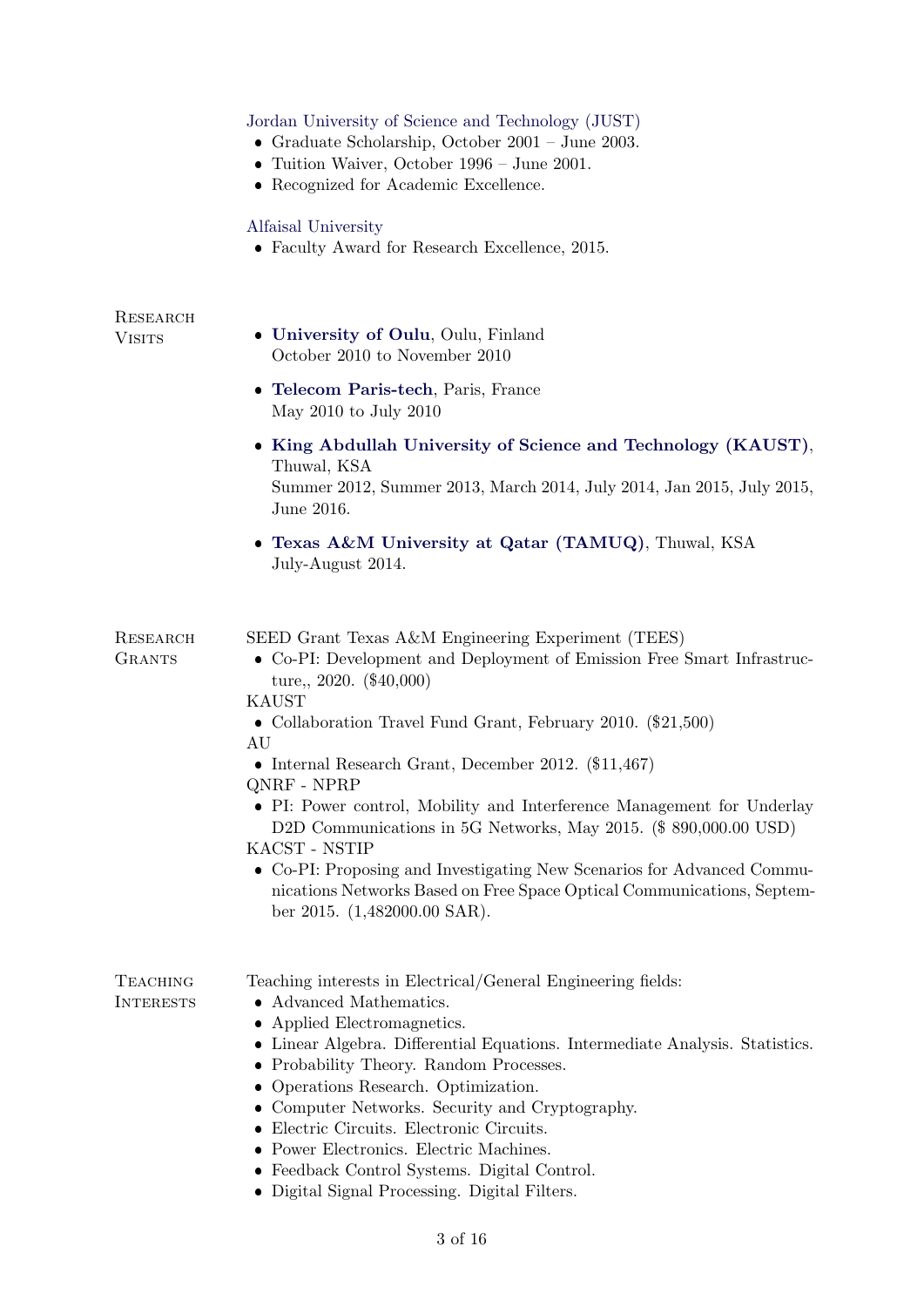Jordan University of Science and Technology (JUST)

- Graduate Scholarship, October 2001 – June 2003.
- Tuition Waiver, October 1996 – June 2001.
- Recognized for Academic Excellence.

Alfaisal University

- Faculty Award for Research Excellence, 2015.

## Research Visits

- **University of Oulu**, Oulu, Finland
  October 2010 to November 2010
- **Telecom Paris-tech**, Paris, France
  May 2010 to July 2010
- **King Abdullah University of Science and Technology (KAUST)**, Thuwal, KSA
  Summer 2012, Summer 2013, March 2014, July 2014, Jan 2015, July 2015, June 2016.
- **Texas A&M University at Qatar (TAMUQ)**, Thuwal, KSA
  July-August 2014.

## Research Grants

SEED Grant Texas A&M Engineering Experiment (TEES)

- Co-PI: Development and Deployment of Emission Free Smart Infrastructure,, 2020. ($40,000)

KAUST

- Collaboration Travel Fund Grant, February 2010. ($21,500)

AU

- Internal Research Grant, December 2012. ($11,467)

QNRF - NPRP

- PI: Power control, Mobility and Interference Management for Underlay D2D Communications in 5G Networks, May 2015. ($ 890,000.00 USD)

KACST - NSTIP

- Co-PI: Proposing and Investigating New Scenarios for Advanced Communications Networks Based on Free Space Optical Communications, September 2015. (1,482000.00 SAR).

## Teaching Interests

Teaching interests in Electrical/General Engineering fields:

- Advanced Mathematics.
- Applied Electromagnetics.
- Linear Algebra. Differential Equations. Intermediate Analysis. Statistics.
- Probability Theory. Random Processes.
- Operations Research. Optimization.
- Computer Networks. Security and Cryptography.
- Electric Circuits. Electronic Circuits.
- Power Electronics. Electric Machines.
- Feedback Control Systems. Digital Control.
- Digital Signal Processing. Digital Filters.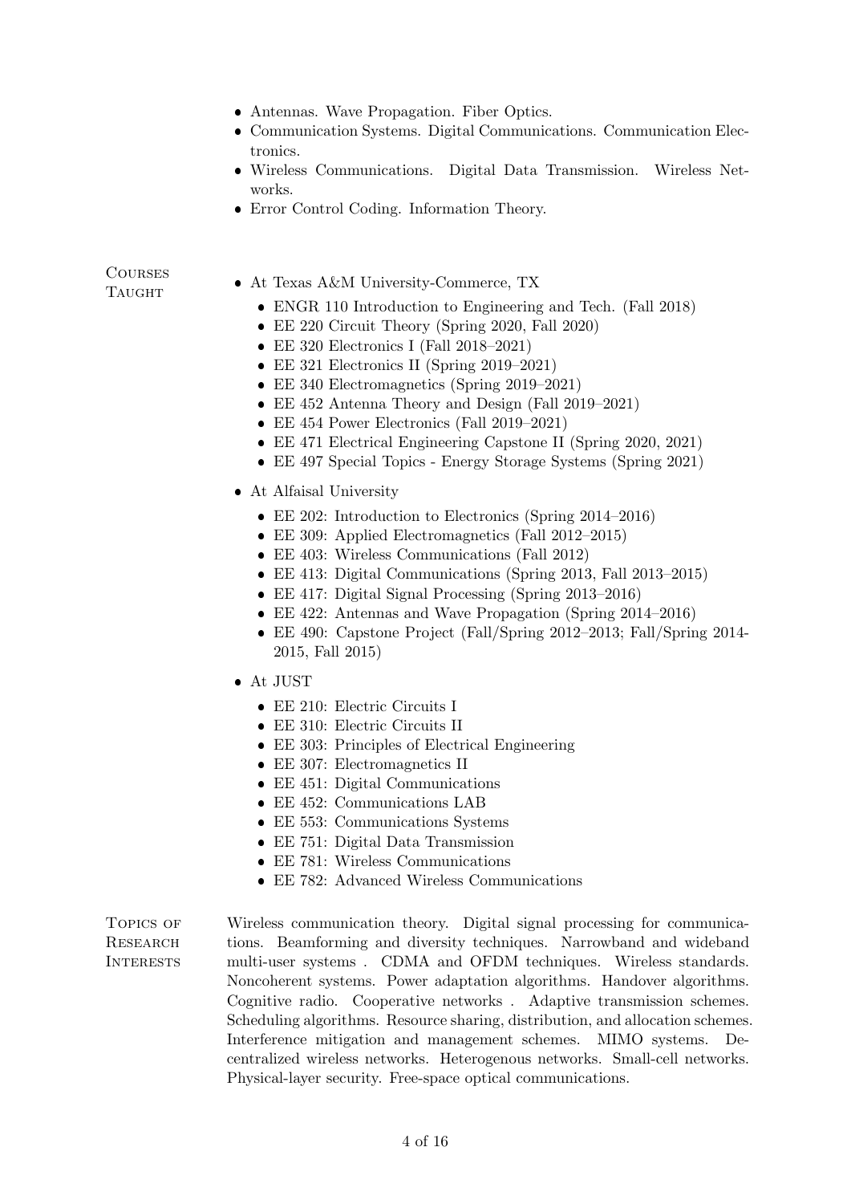- Antennas. Wave Propagation. Fiber Optics.
- Communication Systems. Digital Communications. Communication Electronics.
- Wireless Communications. Digital Data Transmission. Wireless Networks.
- Error Control Coding. Information Theory.

## Courses Taught

- At Texas A&M University-Commerce, TX
  - ENGR 110 Introduction to Engineering and Tech. (Fall 2018)
  - EE 220 Circuit Theory (Spring 2020, Fall 2020)
  - EE 320 Electronics I (Fall 2018–2021)
  - EE 321 Electronics II (Spring 2019–2021)
  - EE 340 Electromagnetics (Spring 2019–2021)
  - EE 452 Antenna Theory and Design (Fall 2019–2021)
  - EE 454 Power Electronics (Fall 2019–2021)
  - EE 471 Electrical Engineering Capstone II (Spring 2020, 2021)
  - EE 497 Special Topics - Energy Storage Systems (Spring 2021)
- At Alfaisal University
  - EE 202: Introduction to Electronics (Spring 2014–2016)
  - EE 309: Applied Electromagnetics (Fall 2012–2015)
  - EE 403: Wireless Communications (Fall 2012)
  - EE 413: Digital Communications (Spring 2013, Fall 2013–2015)
  - EE 417: Digital Signal Processing (Spring 2013–2016)
  - EE 422: Antennas and Wave Propagation (Spring 2014–2016)
  - EE 490: Capstone Project (Fall/Spring 2012–2013; Fall/Spring 2014-2015, Fall 2015)
- At JUST
  - EE 210: Electric Circuits I
  - EE 310: Electric Circuits II
  - EE 303: Principles of Electrical Engineering
  - EE 307: Electromagnetics II
  - EE 451: Digital Communications
  - EE 452: Communications LAB
  - EE 553: Communications Systems
  - EE 751: Digital Data Transmission
  - EE 781: Wireless Communications
  - EE 782: Advanced Wireless Communications

## Topics of Research Interests

Wireless communication theory. Digital signal processing for communications. Beamforming and diversity techniques. Narrowband and wideband multi-user systems . CDMA and OFDM techniques. Wireless standards. Noncoherent systems. Power adaptation algorithms. Handover algorithms. Cognitive radio. Cooperative networks . Adaptive transmission schemes. Scheduling algorithms. Resource sharing, distribution, and allocation schemes. Interference mitigation and management schemes. MIMO systems. Decentralized wireless networks. Heterogenous networks. Small-cell networks. Physical-layer security. Free-space optical communications.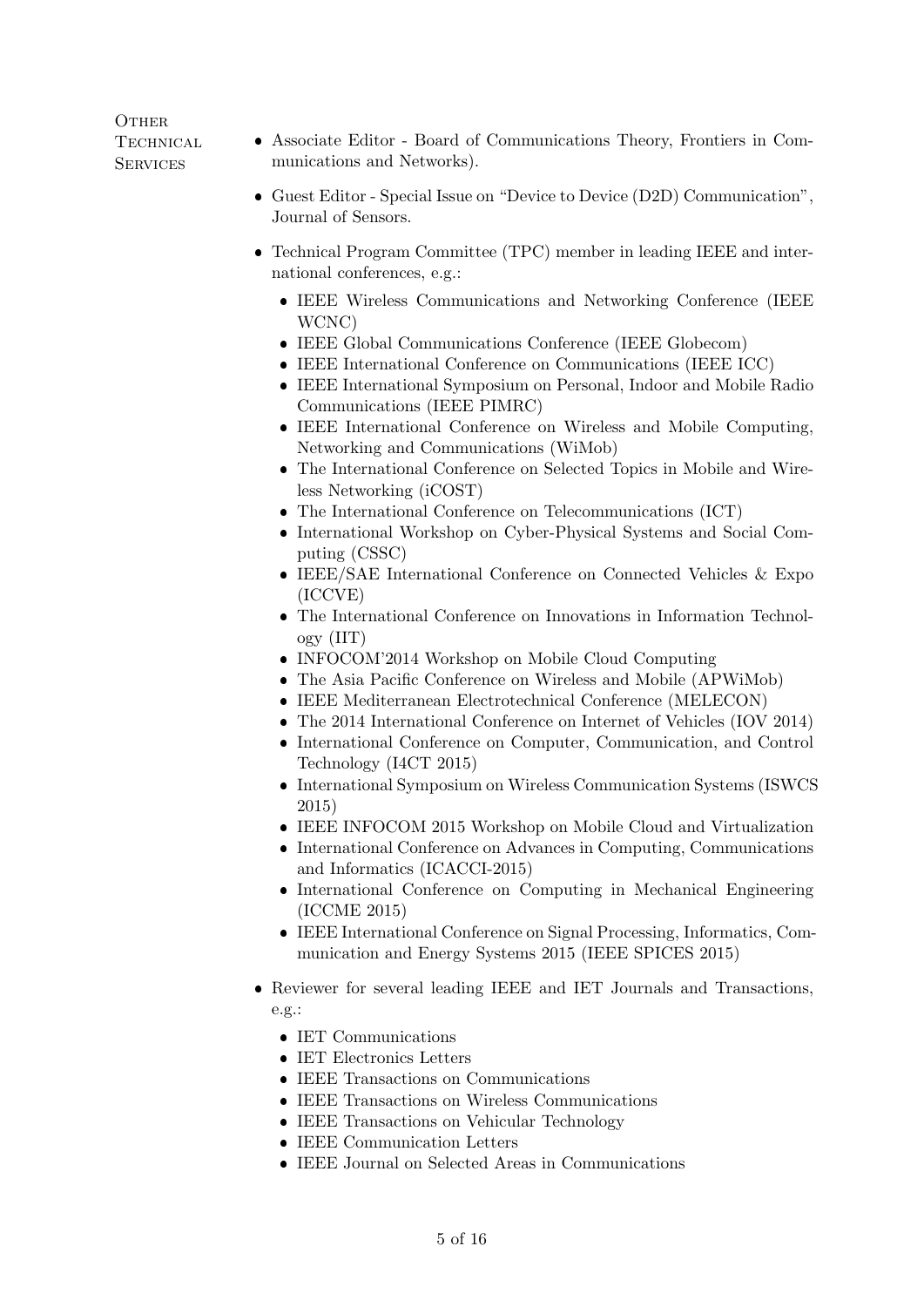## Other Technical Services

- Associate Editor - Board of Communications Theory, Frontiers in Communications and Networks).
- Guest Editor - Special Issue on "Device to Device (D2D) Communication", Journal of Sensors.
- Technical Program Committee (TPC) member in leading IEEE and international conferences, e.g.:
  - IEEE Wireless Communications and Networking Conference (IEEE WCNC)
  - IEEE Global Communications Conference (IEEE Globecom)
  - IEEE International Conference on Communications (IEEE ICC)
  - IEEE International Symposium on Personal, Indoor and Mobile Radio Communications (IEEE PIMRC)
  - IEEE International Conference on Wireless and Mobile Computing, Networking and Communications (WiMob)
  - The International Conference on Selected Topics in Mobile and Wireless Networking (iCOST)
  - The International Conference on Telecommunications (ICT)
  - International Workshop on Cyber-Physical Systems and Social Computing (CSSC)
  - IEEE/SAE International Conference on Connected Vehicles & Expo (ICCVE)
  - The International Conference on Innovations in Information Technology (IIT)
  - INFOCOM'2014 Workshop on Mobile Cloud Computing
  - The Asia Pacific Conference on Wireless and Mobile (APWiMob)
  - IEEE Mediterranean Electrotechnical Conference (MELECON)
  - The 2014 International Conference on Internet of Vehicles (IOV 2014)
  - International Conference on Computer, Communication, and Control Technology (I4CT 2015)
  - International Symposium on Wireless Communication Systems (ISWCS 2015)
  - IEEE INFOCOM 2015 Workshop on Mobile Cloud and Virtualization
  - International Conference on Advances in Computing, Communications and Informatics (ICACCI-2015)
  - International Conference on Computing in Mechanical Engineering (ICCME 2015)
  - IEEE International Conference on Signal Processing, Informatics, Communication and Energy Systems 2015 (IEEE SPICES 2015)
- Reviewer for several leading IEEE and IET Journals and Transactions, e.g.:
  - IET Communications
  - IET Electronics Letters
  - IEEE Transactions on Communications
  - IEEE Transactions on Wireless Communications
  - IEEE Transactions on Vehicular Technology
  - IEEE Communication Letters
  - IEEE Journal on Selected Areas in Communications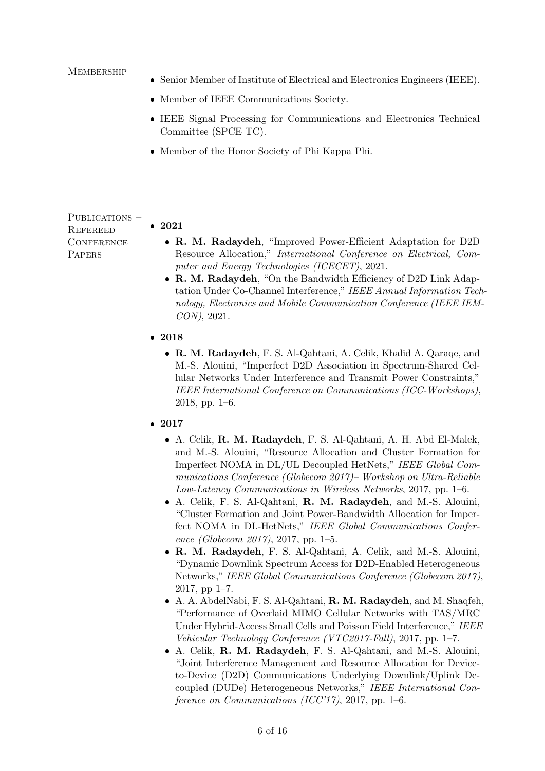## Membership

- Senior Member of Institute of Electrical and Electronics Engineers (IEEE).
- Member of IEEE Communications Society.
- IEEE Signal Processing for Communications and Electronics Technical Committee (SPCE TC).
- Member of the Honor Society of Phi Kappa Phi.

## Publications – Refereed Conference Papers

- **2021**
  - **R. M. Radaydeh**, "Improved Power-Efficient Adaptation for D2D Resource Allocation," *International Conference on Electrical, Computer and Energy Technologies (ICECET)*, 2021.
  - **R. M. Radaydeh**, "On the Bandwidth Efficiency of D2D Link Adaptation Under Co-Channel Interference," *IEEE Annual Information Technology, Electronics and Mobile Communication Conference (IEEE IEMCON)*, 2021.

- **2018**
  - **R. M. Radaydeh**, F. S. Al-Qahtani, A. Celik, Khalid A. Qaraqe, and M.-S. Alouini, "Imperfect D2D Association in Spectrum-Shared Cellular Networks Under Interference and Transmit Power Constraints," *IEEE International Conference on Communications (ICC-Workshops)*, 2018, pp. 1–6.

- **2017**
  - A. Celik, **R. M. Radaydeh**, F. S. Al-Qahtani, A. H. Abd El-Malek, and M.-S. Alouini, "Resource Allocation and Cluster Formation for Imperfect NOMA in DL/UL Decoupled HetNets," *IEEE Global Communications Conference (Globecom 2017)– Workshop on Ultra-Reliable Low-Latency Communications in Wireless Networks*, 2017, pp. 1–6.
  - A. Celik, F. S. Al-Qahtani, **R. M. Radaydeh**, and M.-S. Alouini, "Cluster Formation and Joint Power-Bandwidth Allocation for Imperfect NOMA in DL-HetNets," *IEEE Global Communications Conference (Globecom 2017)*, 2017, pp. 1–5.
  - **R. M. Radaydeh**, F. S. Al-Qahtani, A. Celik, and M.-S. Alouini, "Dynamic Downlink Spectrum Access for D2D-Enabled Heterogeneous Networks," *IEEE Global Communications Conference (Globecom 2017)*, 2017, pp 1–7.
  - A. A. AbdelNabi, F. S. Al-Qahtani, **R. M. Radaydeh**, and M. Shaqfeh, "Performance of Overlaid MIMO Cellular Networks with TAS/MRC Under Hybrid-Access Small Cells and Poisson Field Interference," *IEEE Vehicular Technology Conference (VTC2017-Fall)*, 2017, pp. 1–7.
  - A. Celik, **R. M. Radaydeh**, F. S. Al-Qahtani, and M.-S. Alouini, "Joint Interference Management and Resource Allocation for Device-to-Device (D2D) Communications Underlying Downlink/Uplink Decoupled (DUDe) Heterogeneous Networks," *IEEE International Conference on Communications (ICC'17)*, 2017, pp. 1–6.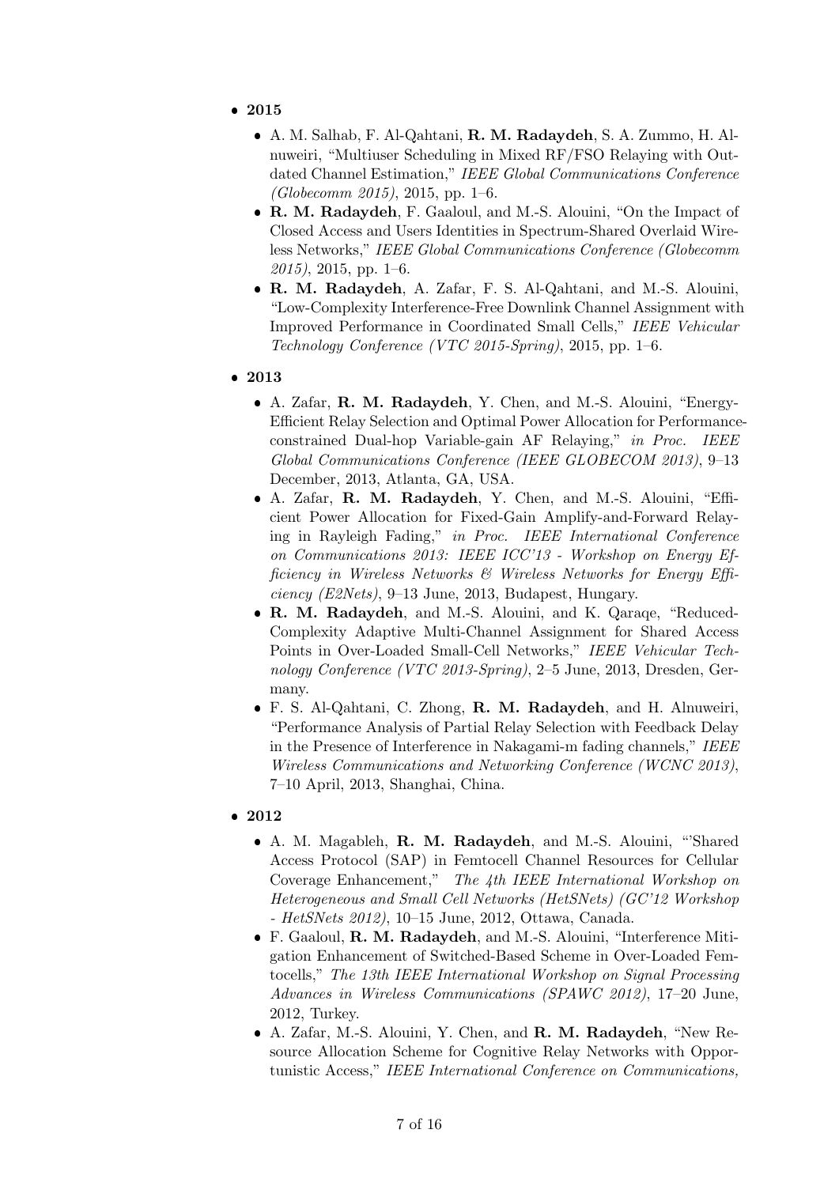- **2015**
  - A. M. Salhab, F. Al-Qahtani, **R. M. Radaydeh**, S. A. Zummo, H. Alnuweiri, "Multiuser Scheduling in Mixed RF/FSO Relaying with Outdated Channel Estimation," *IEEE Global Communications Conference (Globecomm 2015)*, 2015, pp. 1–6.
  - **R. M. Radaydeh**, F. Gaaloul, and M.-S. Alouini, "On the Impact of Closed Access and Users Identities in Spectrum-Shared Overlaid Wireless Networks," *IEEE Global Communications Conference (Globecomm 2015)*, 2015, pp. 1–6.
  - **R. M. Radaydeh**, A. Zafar, F. S. Al-Qahtani, and M.-S. Alouini, "Low-Complexity Interference-Free Downlink Channel Assignment with Improved Performance in Coordinated Small Cells," *IEEE Vehicular Technology Conference (VTC 2015-Spring)*, 2015, pp. 1–6.
- **2013**
  - A. Zafar, **R. M. Radaydeh**, Y. Chen, and M.-S. Alouini, "Energy-Efficient Relay Selection and Optimal Power Allocation for Performance-constrained Dual-hop Variable-gain AF Relaying," *in Proc. IEEE Global Communications Conference (IEEE GLOBECOM 2013)*, 9–13 December, 2013, Atlanta, GA, USA.
  - A. Zafar, **R. M. Radaydeh**, Y. Chen, and M.-S. Alouini, "Efficient Power Allocation for Fixed-Gain Amplify-and-Forward Relaying in Rayleigh Fading," *in Proc. IEEE International Conference on Communications 2013: IEEE ICC'13 - Workshop on Energy Efficiency in Wireless Networks & Wireless Networks for Energy Efficiency (E2Nets)*, 9–13 June, 2013, Budapest, Hungary.
  - **R. M. Radaydeh**, and M.-S. Alouini, and K. Qaraqe, "Reduced-Complexity Adaptive Multi-Channel Assignment for Shared Access Points in Over-Loaded Small-Cell Networks," *IEEE Vehicular Technology Conference (VTC 2013-Spring)*, 2–5 June, 2013, Dresden, Germany.
  - F. S. Al-Qahtani, C. Zhong, **R. M. Radaydeh**, and H. Alnuweiri, "Performance Analysis of Partial Relay Selection with Feedback Delay in the Presence of Interference in Nakagami-m fading channels," *IEEE Wireless Communications and Networking Conference (WCNC 2013)*, 7–10 April, 2013, Shanghai, China.
- **2012**
  - A. M. Magableh, **R. M. Radaydeh**, and M.-S. Alouini, "'Shared Access Protocol (SAP) in Femtocell Channel Resources for Cellular Coverage Enhancement," *The 4th IEEE International Workshop on Heterogeneous and Small Cell Networks (HetSNets) (GC'12 Workshop - HetSNets 2012)*, 10–15 June, 2012, Ottawa, Canada.
  - F. Gaaloul, **R. M. Radaydeh**, and M.-S. Alouini, "Interference Mitigation Enhancement of Switched-Based Scheme in Over-Loaded Femtocells," *The 13th IEEE International Workshop on Signal Processing Advances in Wireless Communications (SPAWC 2012)*, 17–20 June, 2012, Turkey.
  - A. Zafar, M.-S. Alouini, Y. Chen, and **R. M. Radaydeh**, "New Resource Allocation Scheme for Cognitive Relay Networks with Opportunistic Access," *IEEE International Conference on Communications,*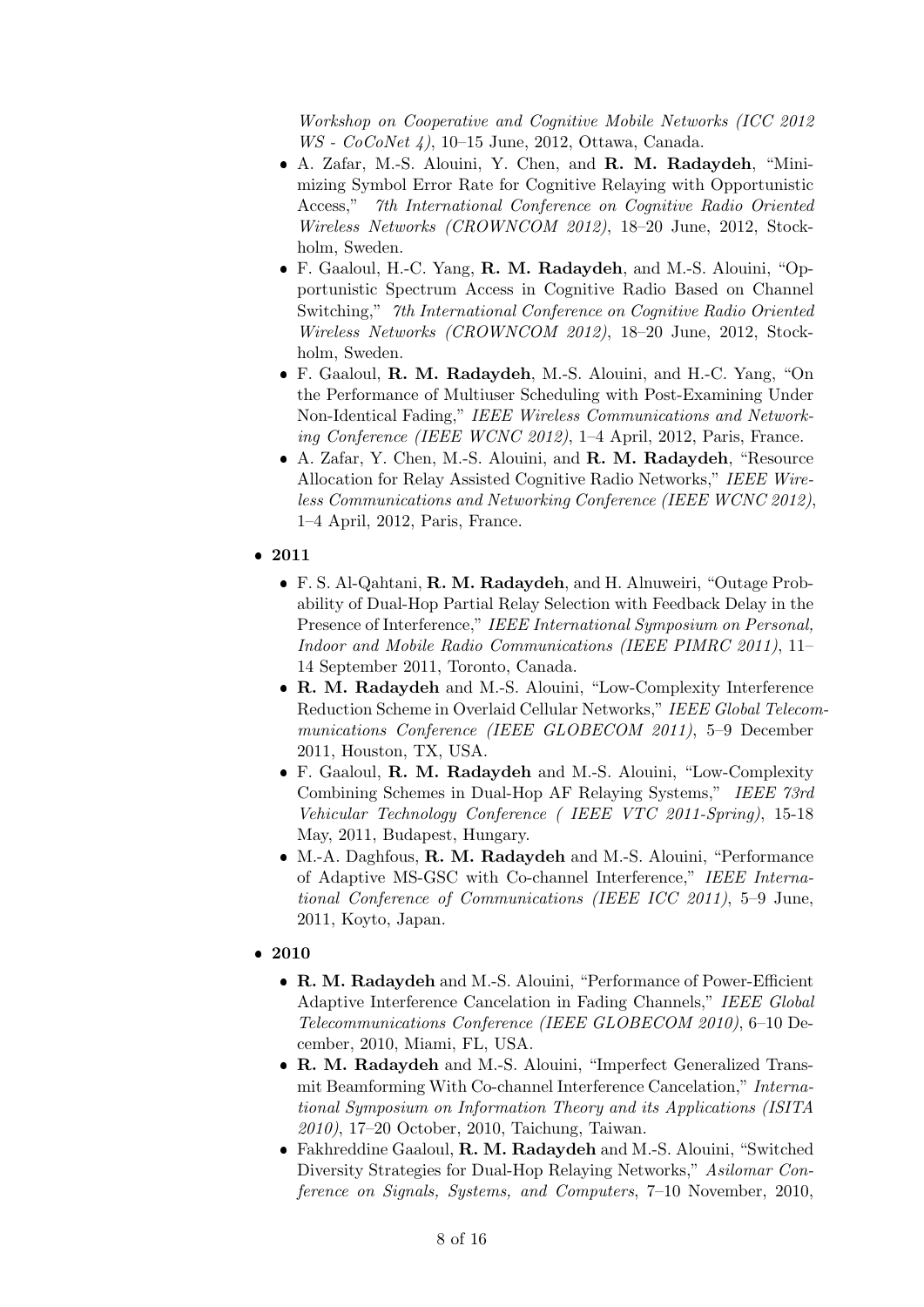*Workshop on Cooperative and Cognitive Mobile Networks (ICC 2012 WS - CoCoNet 4)*, 10–15 June, 2012, Ottawa, Canada.
  - A. Zafar, M.-S. Alouini, Y. Chen, and **R. M. Radaydeh**, "Minimizing Symbol Error Rate for Cognitive Relaying with Opportunistic Access," *7th International Conference on Cognitive Radio Oriented Wireless Networks (CROWNCOM 2012)*, 18–20 June, 2012, Stockholm, Sweden.
  - F. Gaaloul, H.-C. Yang, **R. M. Radaydeh**, and M.-S. Alouini, "Opportunistic Spectrum Access in Cognitive Radio Based on Channel Switching," *7th International Conference on Cognitive Radio Oriented Wireless Networks (CROWNCOM 2012)*, 18–20 June, 2012, Stockholm, Sweden.
  - F. Gaaloul, **R. M. Radaydeh**, M.-S. Alouini, and H.-C. Yang, "On the Performance of Multiuser Scheduling with Post-Examining Under Non-Identical Fading," *IEEE Wireless Communications and Networking Conference (IEEE WCNC 2012)*, 1–4 April, 2012, Paris, France.
  - A. Zafar, Y. Chen, M.-S. Alouini, and **R. M. Radaydeh**, "Resource Allocation for Relay Assisted Cognitive Radio Networks," *IEEE Wireless Communications and Networking Conference (IEEE WCNC 2012)*, 1–4 April, 2012, Paris, France.

- **2011**
  - F. S. Al-Qahtani, **R. M. Radaydeh**, and H. Alnuweiri, "Outage Probability of Dual-Hop Partial Relay Selection with Feedback Delay in the Presence of Interference," *IEEE International Symposium on Personal, Indoor and Mobile Radio Communications (IEEE PIMRC 2011)*, 11–14 September 2011, Toronto, Canada.
  - **R. M. Radaydeh** and M.-S. Alouini, "Low-Complexity Interference Reduction Scheme in Overlaid Cellular Networks," *IEEE Global Telecommunications Conference (IEEE GLOBECOM 2011)*, 5–9 December 2011, Houston, TX, USA.
  - F. Gaaloul, **R. M. Radaydeh** and M.-S. Alouini, "Low-Complexity Combining Schemes in Dual-Hop AF Relaying Systems," *IEEE 73rd Vehicular Technology Conference ( IEEE VTC 2011-Spring)*, 15-18 May, 2011, Budapest, Hungary.
  - M.-A. Daghfous, **R. M. Radaydeh** and M.-S. Alouini, "Performance of Adaptive MS-GSC with Co-channel Interference," *IEEE International Conference of Communications (IEEE ICC 2011)*, 5–9 June, 2011, Koyto, Japan.

- **2010**
  - **R. M. Radaydeh** and M.-S. Alouini, "Performance of Power-Efficient Adaptive Interference Cancelation in Fading Channels," *IEEE Global Telecommunications Conference (IEEE GLOBECOM 2010)*, 6–10 December, 2010, Miami, FL, USA.
  - **R. M. Radaydeh** and M.-S. Alouini, "Imperfect Generalized Transmit Beamforming With Co-channel Interference Cancelation," *International Symposium on Information Theory and its Applications (ISITA 2010)*, 17–20 October, 2010, Taichung, Taiwan.
  - Fakhreddine Gaaloul, **R. M. Radaydeh** and M.-S. Alouini, "Switched Diversity Strategies for Dual-Hop Relaying Networks," *Asilomar Conference on Signals, Systems, and Computers*, 7–10 November, 2010,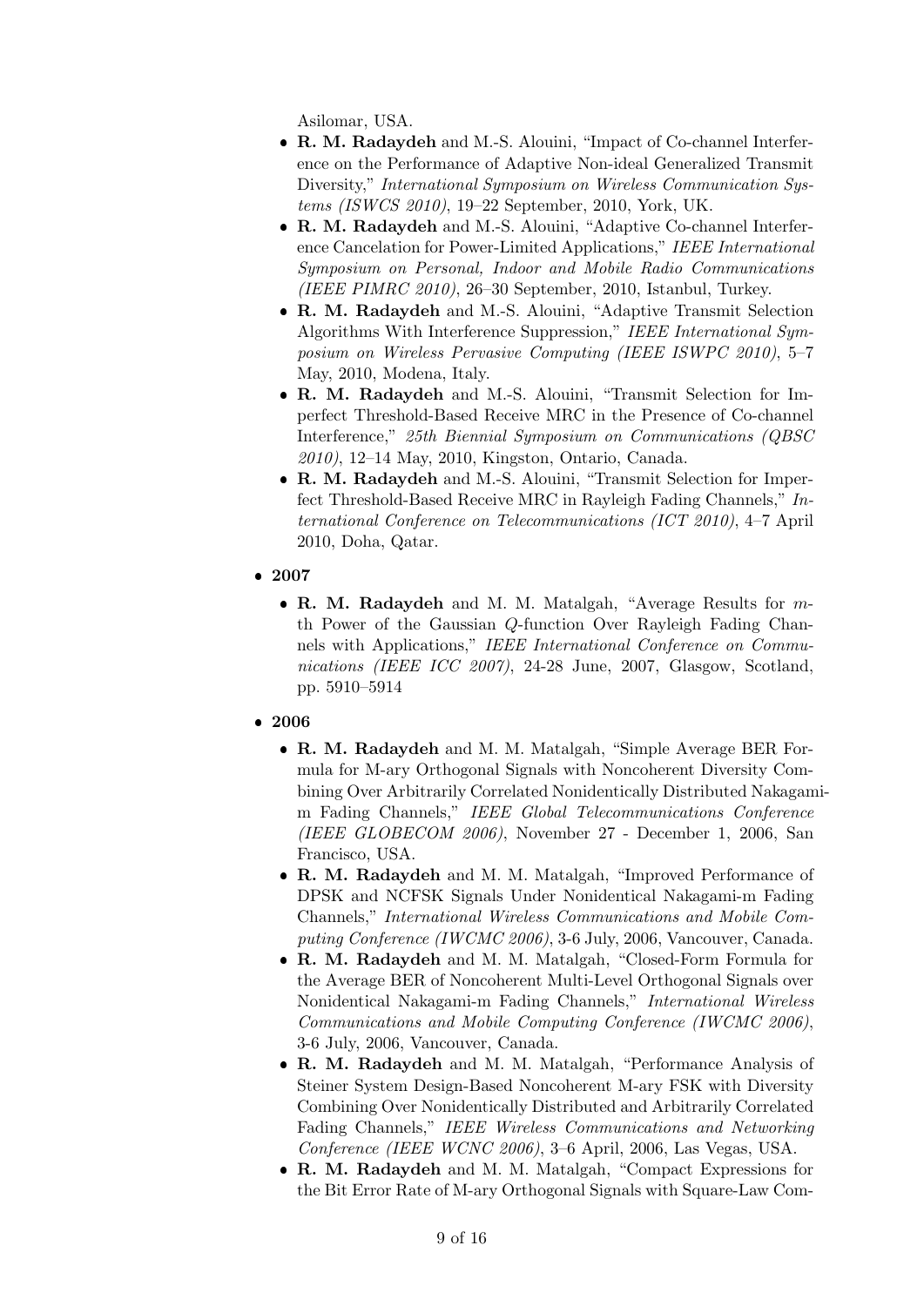Asilomar, USA.

- **R. M. Radaydeh** and M.-S. Alouini, "Impact of Co-channel Interference on the Performance of Adaptive Non-ideal Generalized Transmit Diversity," *International Symposium on Wireless Communication Systems (ISWCS 2010)*, 19–22 September, 2010, York, UK.
- **R. M. Radaydeh** and M.-S. Alouini, "Adaptive Co-channel Interference Cancelation for Power-Limited Applications," *IEEE International Symposium on Personal, Indoor and Mobile Radio Communications (IEEE PIMRC 2010)*, 26–30 September, 2010, Istanbul, Turkey.
- **R. M. Radaydeh** and M.-S. Alouini, "Adaptive Transmit Selection Algorithms With Interference Suppression," *IEEE International Symposium on Wireless Pervasive Computing (IEEE ISWPC 2010)*, 5–7 May, 2010, Modena, Italy.
- **R. M. Radaydeh** and M.-S. Alouini, "Transmit Selection for Imperfect Threshold-Based Receive MRC in the Presence of Co-channel Interference," *25th Biennial Symposium on Communications (QBSC 2010)*, 12–14 May, 2010, Kingston, Ontario, Canada.
- **R. M. Radaydeh** and M.-S. Alouini, "Transmit Selection for Imperfect Threshold-Based Receive MRC in Rayleigh Fading Channels," *International Conference on Telecommunications (ICT 2010)*, 4–7 April 2010, Doha, Qatar.

- **2007**
  - **R. M. Radaydeh** and M. M. Matalgah, "Average Results for $m$-th Power of the Gaussian $Q$-function Over Rayleigh Fading Channels with Applications," *IEEE International Conference on Communications (IEEE ICC 2007)*, 24-28 June, 2007, Glasgow, Scotland, pp. 5910–5914

- **2006**
  - **R. M. Radaydeh** and M. M. Matalgah, "Simple Average BER Formula for M-ary Orthogonal Signals with Noncoherent Diversity Combining Over Arbitrarily Correlated Nonidentically Distributed Nakagami-m Fading Channels," *IEEE Global Telecommunications Conference (IEEE GLOBECOM 2006)*, November 27 - December 1, 2006, San Francisco, USA.
  - **R. M. Radaydeh** and M. M. Matalgah, "Improved Performance of DPSK and NCFSK Signals Under Nonidentical Nakagami-m Fading Channels," *International Wireless Communications and Mobile Computing Conference (IWCMC 2006)*, 3-6 July, 2006, Vancouver, Canada.
  - **R. M. Radaydeh** and M. M. Matalgah, "Closed-Form Formula for the Average BER of Noncoherent Multi-Level Orthogonal Signals over Nonidentical Nakagami-m Fading Channels," *International Wireless Communications and Mobile Computing Conference (IWCMC 2006)*, 3-6 July, 2006, Vancouver, Canada.
  - **R. M. Radaydeh** and M. M. Matalgah, "Performance Analysis of Steiner System Design-Based Noncoherent M-ary FSK with Diversity Combining Over Nonidentically Distributed and Arbitrarily Correlated Fading Channels," *IEEE Wireless Communications and Networking Conference (IEEE WCNC 2006)*, 3–6 April, 2006, Las Vegas, USA.
  - **R. M. Radaydeh** and M. M. Matalgah, "Compact Expressions for the Bit Error Rate of M-ary Orthogonal Signals with Square-Law Com-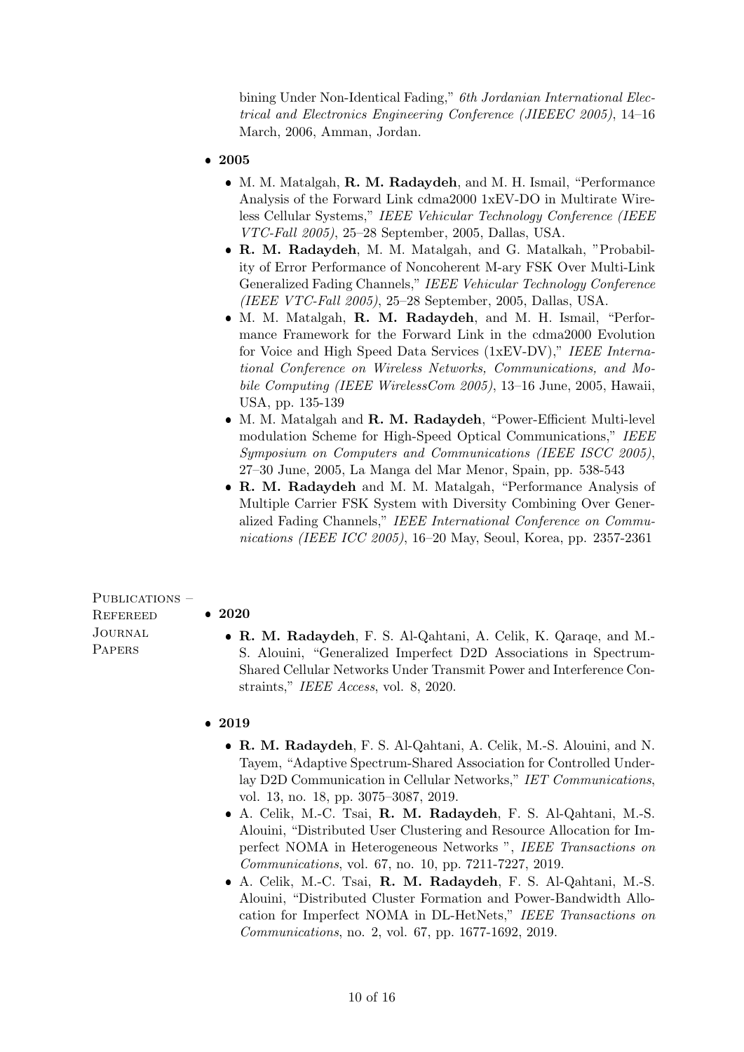bining Under Non-Identical Fading," *6th Jordanian International Electrical and Electronics Engineering Conference (JIEEEC 2005)*, 14–16 March, 2006, Amman, Jordan.

- **2005**
  - M. M. Matalgah, **R. M. Radaydeh**, and M. H. Ismail, "Performance Analysis of the Forward Link cdma2000 1xEV-DO in Multirate Wireless Cellular Systems," *IEEE Vehicular Technology Conference (IEEE VTC-Fall 2005)*, 25–28 September, 2005, Dallas, USA.
  - **R. M. Radaydeh**, M. M. Matalgah, and G. Matalkah, "Probability of Error Performance of Noncoherent M-ary FSK Over Multi-Link Generalized Fading Channels," *IEEE Vehicular Technology Conference (IEEE VTC-Fall 2005)*, 25–28 September, 2005, Dallas, USA.
  - M. M. Matalgah, **R. M. Radaydeh**, and M. H. Ismail, "Performance Framework for the Forward Link in the cdma2000 Evolution for Voice and High Speed Data Services (1xEV-DV)," *IEEE International Conference on Wireless Networks, Communications, and Mobile Computing (IEEE WirelessCom 2005)*, 13–16 June, 2005, Hawaii, USA, pp. 135-139
  - M. M. Matalgah and **R. M. Radaydeh**, "Power-Efficient Multi-level modulation Scheme for High-Speed Optical Communications," *IEEE Symposium on Computers and Communications (IEEE ISCC 2005)*, 27–30 June, 2005, La Manga del Mar Menor, Spain, pp. 538-543
  - **R. M. Radaydeh** and M. M. Matalgah, "Performance Analysis of Multiple Carrier FSK System with Diversity Combining Over Generalized Fading Channels," *IEEE International Conference on Communications (IEEE ICC 2005)*, 16–20 May, Seoul, Korea, pp. 2357-2361

## Publications – Refereed Journal Papers

- **2020**
  - **R. M. Radaydeh**, F. S. Al-Qahtani, A. Celik, K. Qaraqe, and M.-S. Alouini, "Generalized Imperfect D2D Associations in Spectrum-Shared Cellular Networks Under Transmit Power and Interference Constraints," *IEEE Access*, vol. 8, 2020.

- **2019**
  - **R. M. Radaydeh**, F. S. Al-Qahtani, A. Celik, M.-S. Alouini, and N. Tayem, "Adaptive Spectrum-Shared Association for Controlled Underlay D2D Communication in Cellular Networks," *IET Communications*, vol. 13, no. 18, pp. 3075–3087, 2019.
  - A. Celik, M.-C. Tsai, **R. M. Radaydeh**, F. S. Al-Qahtani, M.-S. Alouini, "Distributed User Clustering and Resource Allocation for Imperfect NOMA in Heterogeneous Networks ", *IEEE Transactions on Communications*, vol. 67, no. 10, pp. 7211-7227, 2019.
  - A. Celik, M.-C. Tsai, **R. M. Radaydeh**, F. S. Al-Qahtani, M.-S. Alouini, "Distributed Cluster Formation and Power-Bandwidth Allocation for Imperfect NOMA in DL-HetNets," *IEEE Transactions on Communications*, no. 2, vol. 67, pp. 1677-1692, 2019.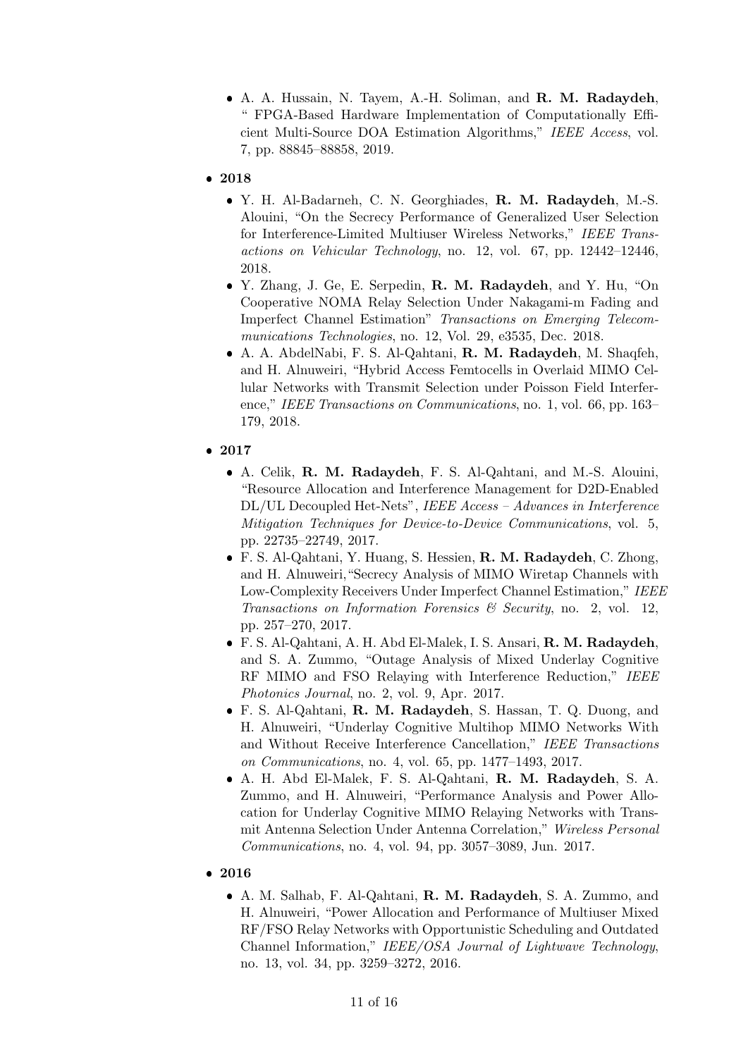- A. A. Hussain, N. Tayem, A.-H. Soliman, and **R. M. Radaydeh**, " FPGA-Based Hardware Implementation of Computationally Efficient Multi-Source DOA Estimation Algorithms," *IEEE Access*, vol. 7, pp. 88845–88858, 2019.

- **2018**
  - Y. H. Al-Badarneh, C. N. Georghiades, **R. M. Radaydeh**, M.-S. Alouini, "On the Secrecy Performance of Generalized User Selection for Interference-Limited Multiuser Wireless Networks," *IEEE Transactions on Vehicular Technology*, no. 12, vol. 67, pp. 12442–12446, 2018.
  - Y. Zhang, J. Ge, E. Serpedin, **R. M. Radaydeh**, and Y. Hu, "On Cooperative NOMA Relay Selection Under Nakagami-m Fading and Imperfect Channel Estimation" *Transactions on Emerging Telecommunications Technologies*, no. 12, Vol. 29, e3535, Dec. 2018.
  - A. A. AbdelNabi, F. S. Al-Qahtani, **R. M. Radaydeh**, M. Shaqfeh, and H. Alnuweiri, "Hybrid Access Femtocells in Overlaid MIMO Cellular Networks with Transmit Selection under Poisson Field Interference," *IEEE Transactions on Communications*, no. 1, vol. 66, pp. 163–179, 2018.

- **2017**
  - A. Celik, **R. M. Radaydeh**, F. S. Al-Qahtani, and M.-S. Alouini, "Resource Allocation and Interference Management for D2D-Enabled DL/UL Decoupled Het-Nets", *IEEE Access – Advances in Interference Mitigation Techniques for Device-to-Device Communications*, vol. 5, pp. 22735–22749, 2017.
  - F. S. Al-Qahtani, Y. Huang, S. Hessien, **R. M. Radaydeh**, C. Zhong, and H. Alnuweiri,"Secrecy Analysis of MIMO Wiretap Channels with Low-Complexity Receivers Under Imperfect Channel Estimation," *IEEE Transactions on Information Forensics & Security*, no. 2, vol. 12, pp. 257–270, 2017.
  - F. S. Al-Qahtani, A. H. Abd El-Malek, I. S. Ansari, **R. M. Radaydeh**, and S. A. Zummo, "Outage Analysis of Mixed Underlay Cognitive RF MIMO and FSO Relaying with Interference Reduction," *IEEE Photonics Journal*, no. 2, vol. 9, Apr. 2017.
  - F. S. Al-Qahtani, **R. M. Radaydeh**, S. Hassan, T. Q. Duong, and H. Alnuweiri, "Underlay Cognitive Multihop MIMO Networks With and Without Receive Interference Cancellation," *IEEE Transactions on Communications*, no. 4, vol. 65, pp. 1477–1493, 2017.
  - A. H. Abd El-Malek, F. S. Al-Qahtani, **R. M. Radaydeh**, S. A. Zummo, and H. Alnuweiri, "Performance Analysis and Power Allocation for Underlay Cognitive MIMO Relaying Networks with Transmit Antenna Selection Under Antenna Correlation," *Wireless Personal Communications*, no. 4, vol. 94, pp. 3057–3089, Jun. 2017.

- **2016**
  - A. M. Salhab, F. Al-Qahtani, **R. M. Radaydeh**, S. A. Zummo, and H. Alnuweiri, "Power Allocation and Performance of Multiuser Mixed RF/FSO Relay Networks with Opportunistic Scheduling and Outdated Channel Information," *IEEE/OSA Journal of Lightwave Technology*, no. 13, vol. 34, pp. 3259–3272, 2016.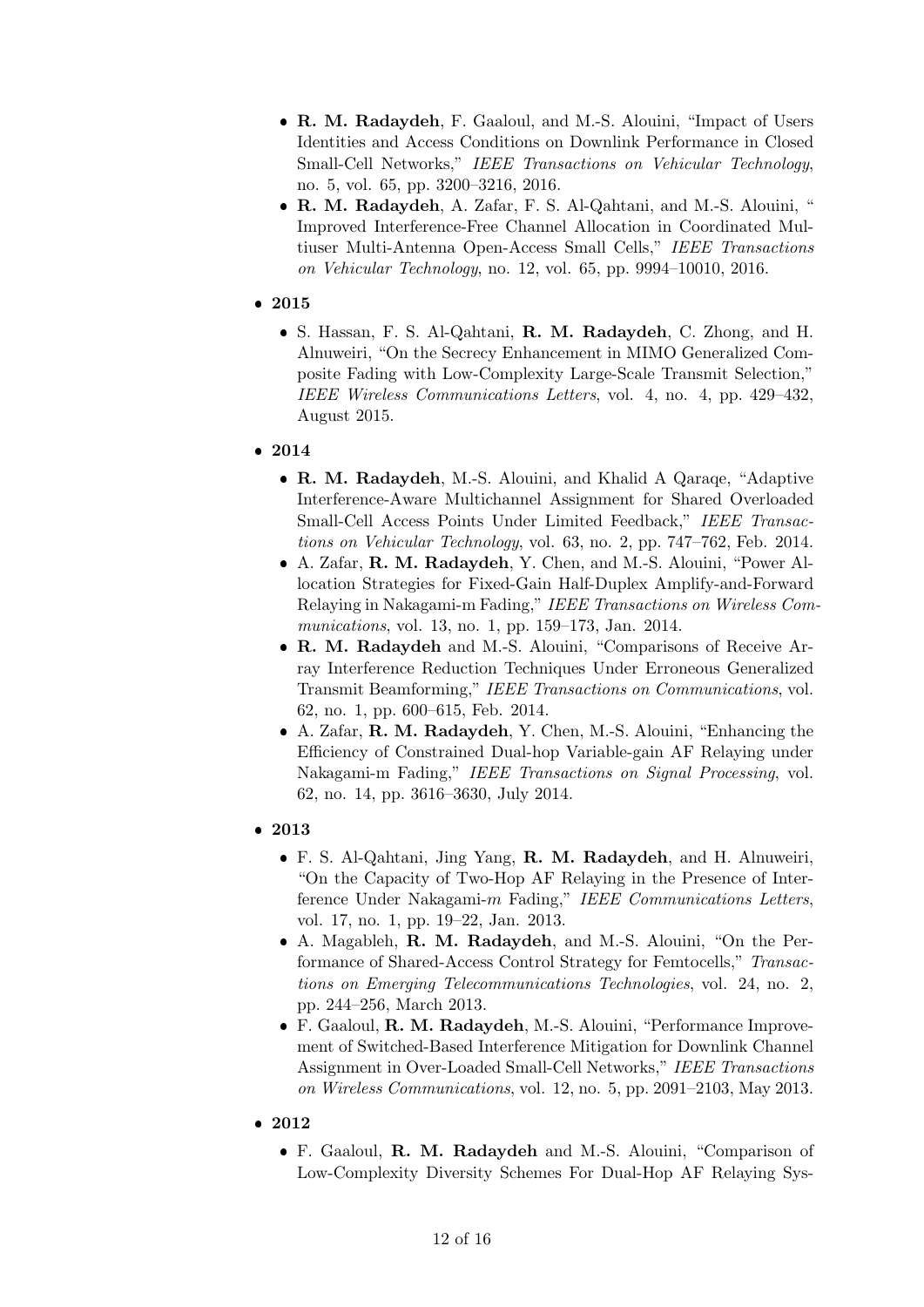- **R. M. Radaydeh**, F. Gaaloul, and M.-S. Alouini, "Impact of Users Identities and Access Conditions on Downlink Performance in Closed Small-Cell Networks," *IEEE Transactions on Vehicular Technology*, no. 5, vol. 65, pp. 3200–3216, 2016.
- **R. M. Radaydeh**, A. Zafar, F. S. Al-Qahtani, and M.-S. Alouini, " Improved Interference-Free Channel Allocation in Coordinated Multiuser Multi-Antenna Open-Access Small Cells," *IEEE Transactions on Vehicular Technology*, no. 12, vol. 65, pp. 9994–10010, 2016.

- **2015**
  - S. Hassan, F. S. Al-Qahtani, **R. M. Radaydeh**, C. Zhong, and H. Alnuweiri, "On the Secrecy Enhancement in MIMO Generalized Composite Fading with Low-Complexity Large-Scale Transmit Selection," *IEEE Wireless Communications Letters*, vol. 4, no. 4, pp. 429–432, August 2015.

- **2014**
  - **R. M. Radaydeh**, M.-S. Alouini, and Khalid A Qaraqe, "Adaptive Interference-Aware Multichannel Assignment for Shared Overloaded Small-Cell Access Points Under Limited Feedback," *IEEE Transactions on Vehicular Technology*, vol. 63, no. 2, pp. 747–762, Feb. 2014.
  - A. Zafar, **R. M. Radaydeh**, Y. Chen, and M.-S. Alouini, "Power Allocation Strategies for Fixed-Gain Half-Duplex Amplify-and-Forward Relaying in Nakagami-m Fading," *IEEE Transactions on Wireless Communications*, vol. 13, no. 1, pp. 159–173, Jan. 2014.
  - **R. M. Radaydeh** and M.-S. Alouini, "Comparisons of Receive Array Interference Reduction Techniques Under Erroneous Generalized Transmit Beamforming," *IEEE Transactions on Communications*, vol. 62, no. 1, pp. 600–615, Feb. 2014.
  - A. Zafar, **R. M. Radaydeh**, Y. Chen, M.-S. Alouini, "Enhancing the Efficiency of Constrained Dual-hop Variable-gain AF Relaying under Nakagami-m Fading," *IEEE Transactions on Signal Processing*, vol. 62, no. 14, pp. 3616–3630, July 2014.

- **2013**
  - F. S. Al-Qahtani, Jing Yang, **R. M. Radaydeh**, and H. Alnuweiri, "On the Capacity of Two-Hop AF Relaying in the Presence of Interference Under Nakagami-$m$ Fading," *IEEE Communications Letters*, vol. 17, no. 1, pp. 19–22, Jan. 2013.
  - A. Magableh, **R. M. Radaydeh**, and M.-S. Alouini, "On the Performance of Shared-Access Control Strategy for Femtocells," *Transactions on Emerging Telecommunications Technologies*, vol. 24, no. 2, pp. 244–256, March 2013.
  - F. Gaaloul, **R. M. Radaydeh**, M.-S. Alouini, "Performance Improvement of Switched-Based Interference Mitigation for Downlink Channel Assignment in Over-Loaded Small-Cell Networks," *IEEE Transactions on Wireless Communications*, vol. 12, no. 5, pp. 2091–2103, May 2013.

- **2012**
  - F. Gaaloul, **R. M. Radaydeh** and M.-S. Alouini, "Comparison of Low-Complexity Diversity Schemes For Dual-Hop AF Relaying Sys-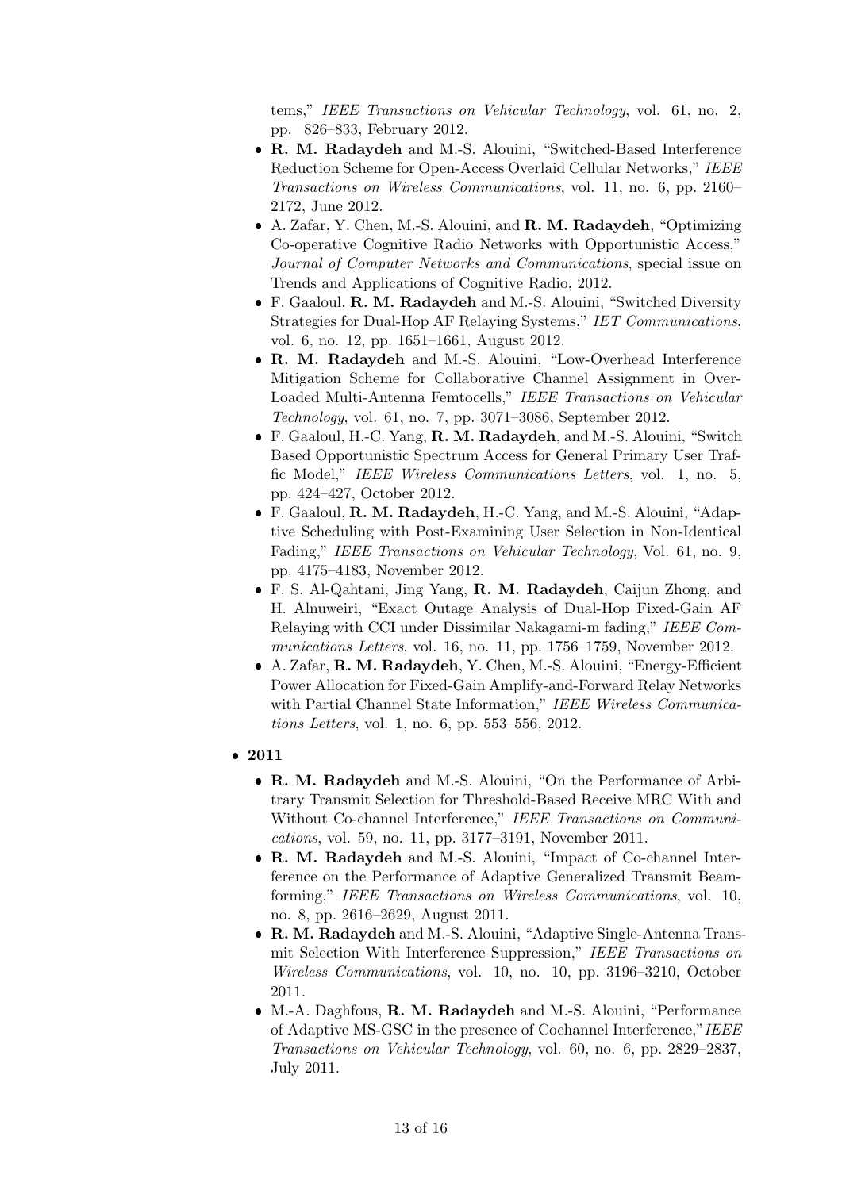tems," *IEEE Transactions on Vehicular Technology*, vol. 61, no. 2, pp. 826–833, February 2012.

- **R. M. Radaydeh** and M.-S. Alouini, "Switched-Based Interference Reduction Scheme for Open-Access Overlaid Cellular Networks," *IEEE Transactions on Wireless Communications*, vol. 11, no. 6, pp. 2160–2172, June 2012.
- A. Zafar, Y. Chen, M.-S. Alouini, and **R. M. Radaydeh**, "Optimizing Co-operative Cognitive Radio Networks with Opportunistic Access," *Journal of Computer Networks and Communications*, special issue on Trends and Applications of Cognitive Radio, 2012.
- F. Gaaloul, **R. M. Radaydeh** and M.-S. Alouini, "Switched Diversity Strategies for Dual-Hop AF Relaying Systems," *IET Communications*, vol. 6, no. 12, pp. 1651–1661, August 2012.
- **R. M. Radaydeh** and M.-S. Alouini, "Low-Overhead Interference Mitigation Scheme for Collaborative Channel Assignment in Over-Loaded Multi-Antenna Femtocells," *IEEE Transactions on Vehicular Technology*, vol. 61, no. 7, pp. 3071–3086, September 2012.
- F. Gaaloul, H.-C. Yang, **R. M. Radaydeh**, and M.-S. Alouini, "Switch Based Opportunistic Spectrum Access for General Primary User Traffic Model," *IEEE Wireless Communications Letters*, vol. 1, no. 5, pp. 424–427, October 2012.
- F. Gaaloul, **R. M. Radaydeh**, H.-C. Yang, and M.-S. Alouini, "Adaptive Scheduling with Post-Examining User Selection in Non-Identical Fading," *IEEE Transactions on Vehicular Technology*, Vol. 61, no. 9, pp. 4175–4183, November 2012.
- F. S. Al-Qahtani, Jing Yang, **R. M. Radaydeh**, Caijun Zhong, and H. Alnuweiri, "Exact Outage Analysis of Dual-Hop Fixed-Gain AF Relaying with CCI under Dissimilar Nakagami-m fading," *IEEE Communications Letters*, vol. 16, no. 11, pp. 1756–1759, November 2012.
- A. Zafar, **R. M. Radaydeh**, Y. Chen, M.-S. Alouini, "Energy-Efficient Power Allocation for Fixed-Gain Amplify-and-Forward Relay Networks with Partial Channel State Information," *IEEE Wireless Communications Letters*, vol. 1, no. 6, pp. 553–556, 2012.

- **2011**
  - **R. M. Radaydeh** and M.-S. Alouini, "On the Performance of Arbitrary Transmit Selection for Threshold-Based Receive MRC With and Without Co-channel Interference," *IEEE Transactions on Communications*, vol. 59, no. 11, pp. 3177–3191, November 2011.
  - **R. M. Radaydeh** and M.-S. Alouini, "Impact of Co-channel Interference on the Performance of Adaptive Generalized Transmit Beamforming," *IEEE Transactions on Wireless Communications*, vol. 10, no. 8, pp. 2616–2629, August 2011.
  - **R. M. Radaydeh** and M.-S. Alouini, "Adaptive Single-Antenna Transmit Selection With Interference Suppression," *IEEE Transactions on Wireless Communications*, vol. 10, no. 10, pp. 3196–3210, October 2011.
  - M.-A. Daghfous, **R. M. Radaydeh** and M.-S. Alouini, "Performance of Adaptive MS-GSC in the presence of Cochannel Interference," *IEEE Transactions on Vehicular Technology*, vol. 60, no. 6, pp. 2829–2837, July 2011.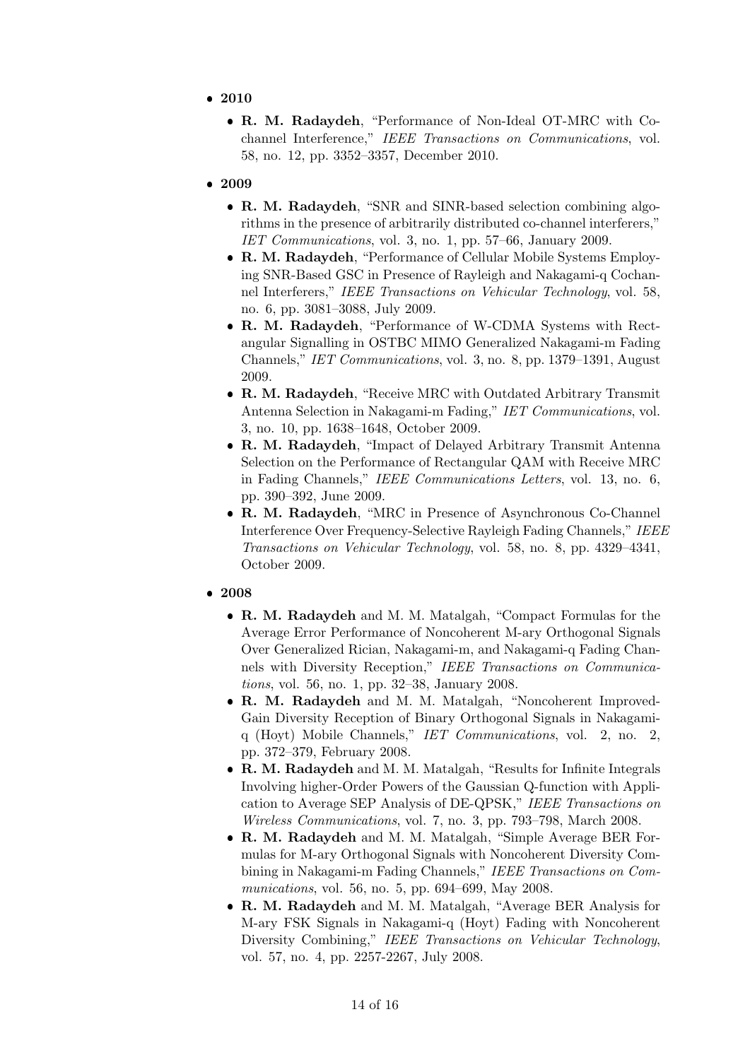- **2010**
  - **R. M. Radaydeh**, "Performance of Non-Ideal OT-MRC with Co-channel Interference," *IEEE Transactions on Communications*, vol. 58, no. 12, pp. 3352–3357, December 2010.
- **2009**
  - **R. M. Radaydeh**, "SNR and SINR-based selection combining algorithms in the presence of arbitrarily distributed co-channel interferers," *IET Communications*, vol. 3, no. 1, pp. 57–66, January 2009.
  - **R. M. Radaydeh**, "Performance of Cellular Mobile Systems Employing SNR-Based GSC in Presence of Rayleigh and Nakagami-q Cochannel Interferers," *IEEE Transactions on Vehicular Technology*, vol. 58, no. 6, pp. 3081–3088, July 2009.
  - **R. M. Radaydeh**, "Performance of W-CDMA Systems with Rectangular Signalling in OSTBC MIMO Generalized Nakagami-m Fading Channels," *IET Communications*, vol. 3, no. 8, pp. 1379–1391, August 2009.
  - **R. M. Radaydeh**, "Receive MRC with Outdated Arbitrary Transmit Antenna Selection in Nakagami-m Fading," *IET Communications*, vol. 3, no. 10, pp. 1638–1648, October 2009.
  - **R. M. Radaydeh**, "Impact of Delayed Arbitrary Transmit Antenna Selection on the Performance of Rectangular QAM with Receive MRC in Fading Channels," *IEEE Communications Letters*, vol. 13, no. 6, pp. 390–392, June 2009.
  - **R. M. Radaydeh**, "MRC in Presence of Asynchronous Co-Channel Interference Over Frequency-Selective Rayleigh Fading Channels," *IEEE Transactions on Vehicular Technology*, vol. 58, no. 8, pp. 4329–4341, October 2009.
- **2008**
  - **R. M. Radaydeh** and M. M. Matalgah, "Compact Formulas for the Average Error Performance of Noncoherent M-ary Orthogonal Signals Over Generalized Rician, Nakagami-m, and Nakagami-q Fading Channels with Diversity Reception," *IEEE Transactions on Communications*, vol. 56, no. 1, pp. 32–38, January 2008.
  - **R. M. Radaydeh** and M. M. Matalgah, "Noncoherent Improved-Gain Diversity Reception of Binary Orthogonal Signals in Nakagami-q (Hoyt) Mobile Channels," *IET Communications*, vol. 2, no. 2, pp. 372–379, February 2008.
  - **R. M. Radaydeh** and M. M. Matalgah, "Results for Infinite Integrals Involving higher-Order Powers of the Gaussian Q-function with Application to Average SEP Analysis of DE-QPSK," *IEEE Transactions on Wireless Communications*, vol. 7, no. 3, pp. 793–798, March 2008.
  - **R. M. Radaydeh** and M. M. Matalgah, "Simple Average BER Formulas for M-ary Orthogonal Signals with Noncoherent Diversity Combining in Nakagami-m Fading Channels," *IEEE Transactions on Communications*, vol. 56, no. 5, pp. 694–699, May 2008.
  - **R. M. Radaydeh** and M. M. Matalgah, "Average BER Analysis for M-ary FSK Signals in Nakagami-q (Hoyt) Fading with Noncoherent Diversity Combining," *IEEE Transactions on Vehicular Technology*, vol. 57, no. 4, pp. 2257-2267, July 2008.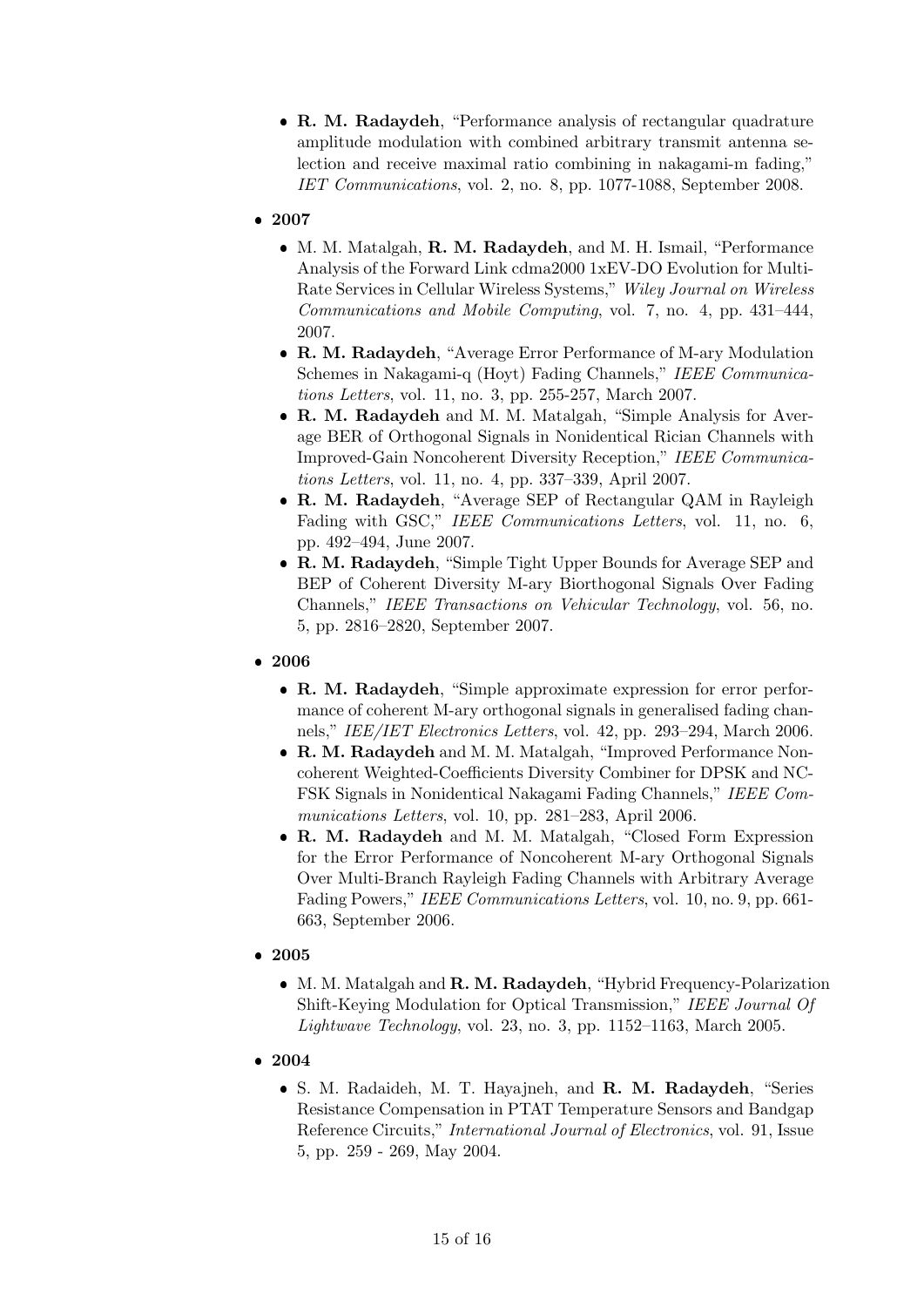- **R. M. Radaydeh**, "Performance analysis of rectangular quadrature amplitude modulation with combined arbitrary transmit antenna selection and receive maximal ratio combining in nakagami-m fading," *IET Communications*, vol. 2, no. 8, pp. 1077-1088, September 2008.

- **2007**
  - M. M. Matalgah, **R. M. Radaydeh**, and M. H. Ismail, "Performance Analysis of the Forward Link cdma2000 1xEV-DO Evolution for Multi-Rate Services in Cellular Wireless Systems," *Wiley Journal on Wireless Communications and Mobile Computing*, vol. 7, no. 4, pp. 431–444, 2007.
  - **R. M. Radaydeh**, "Average Error Performance of M-ary Modulation Schemes in Nakagami-q (Hoyt) Fading Channels," *IEEE Communications Letters*, vol. 11, no. 3, pp. 255-257, March 2007.
  - **R. M. Radaydeh** and M. M. Matalgah, "Simple Analysis for Average BER of Orthogonal Signals in Nonidentical Rician Channels with Improved-Gain Noncoherent Diversity Reception," *IEEE Communications Letters*, vol. 11, no. 4, pp. 337–339, April 2007.
  - **R. M. Radaydeh**, "Average SEP of Rectangular QAM in Rayleigh Fading with GSC," *IEEE Communications Letters*, vol. 11, no. 6, pp. 492–494, June 2007.
  - **R. M. Radaydeh**, "Simple Tight Upper Bounds for Average SEP and BEP of Coherent Diversity M-ary Biorthogonal Signals Over Fading Channels," *IEEE Transactions on Vehicular Technology*, vol. 56, no. 5, pp. 2816–2820, September 2007.

- **2006**
  - **R. M. Radaydeh**, "Simple approximate expression for error performance of coherent M-ary orthogonal signals in generalised fading channels," *IEE/IET Electronics Letters*, vol. 42, pp. 293–294, March 2006.
  - **R. M. Radaydeh** and M. M. Matalgah, "Improved Performance Noncoherent Weighted-Coefficients Diversity Combiner for DPSK and NC-FSK Signals in Nonidentical Nakagami Fading Channels," *IEEE Communications Letters*, vol. 10, pp. 281–283, April 2006.
  - **R. M. Radaydeh** and M. M. Matalgah, "Closed Form Expression for the Error Performance of Noncoherent M-ary Orthogonal Signals Over Multi-Branch Rayleigh Fading Channels with Arbitrary Average Fading Powers," *IEEE Communications Letters*, vol. 10, no. 9, pp. 661-663, September 2006.

- **2005**
  - M. M. Matalgah and **R. M. Radaydeh**, "Hybrid Frequency-Polarization Shift-Keying Modulation for Optical Transmission," *IEEE Journal Of Lightwave Technology*, vol. 23, no. 3, pp. 1152–1163, March 2005.

- **2004**
  - S. M. Radaideh, M. T. Hayajneh, and **R. M. Radaydeh**, "Series Resistance Compensation in PTAT Temperature Sensors and Bandgap Reference Circuits," *International Journal of Electronics*, vol. 91, Issue 5, pp. 259 - 269, May 2004.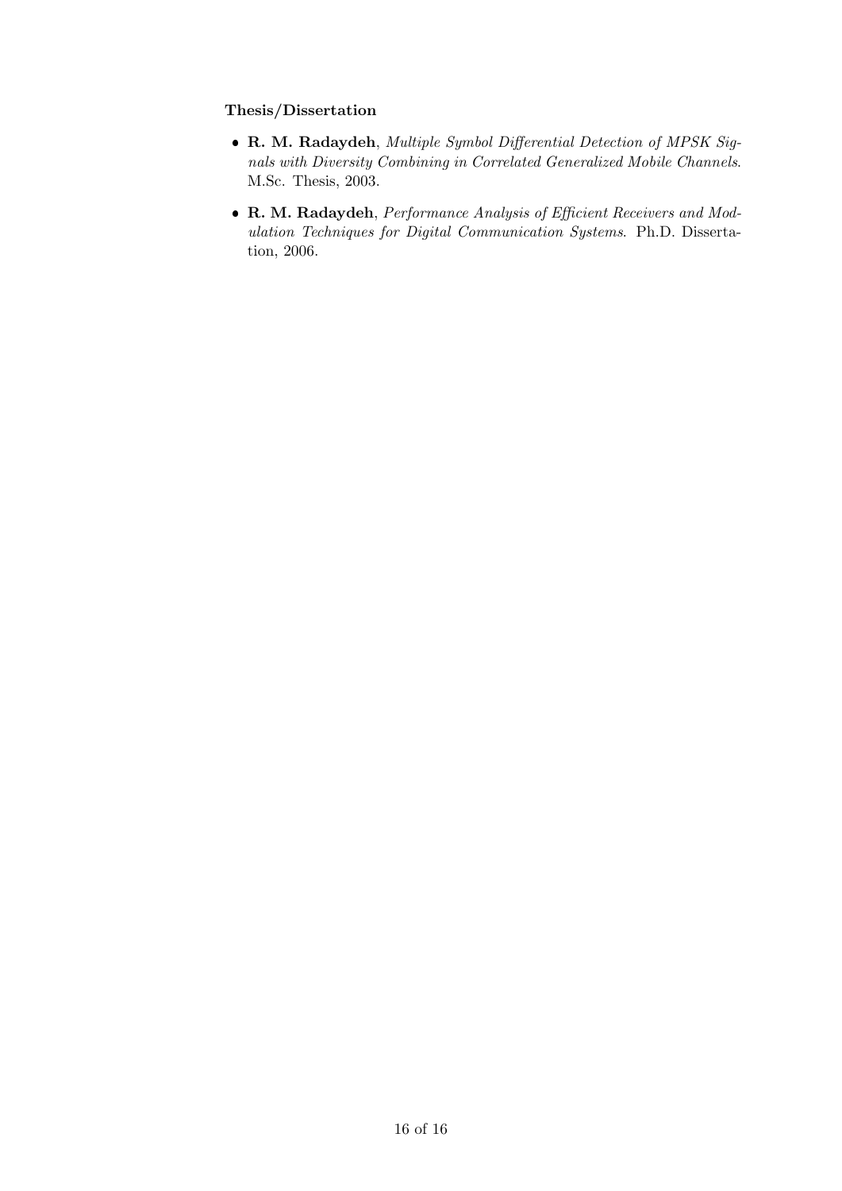**Thesis/Dissertation**

- **R. M. Radaydeh**, *Multiple Symbol Differential Detection of MPSK Signals with Diversity Combining in Correlated Generalized Mobile Channels*. M.Sc. Thesis, 2003.
- **R. M. Radaydeh**, *Performance Analysis of Efficient Receivers and Modulation Techniques for Digital Communication Systems*. Ph.D. Dissertation, 2006.